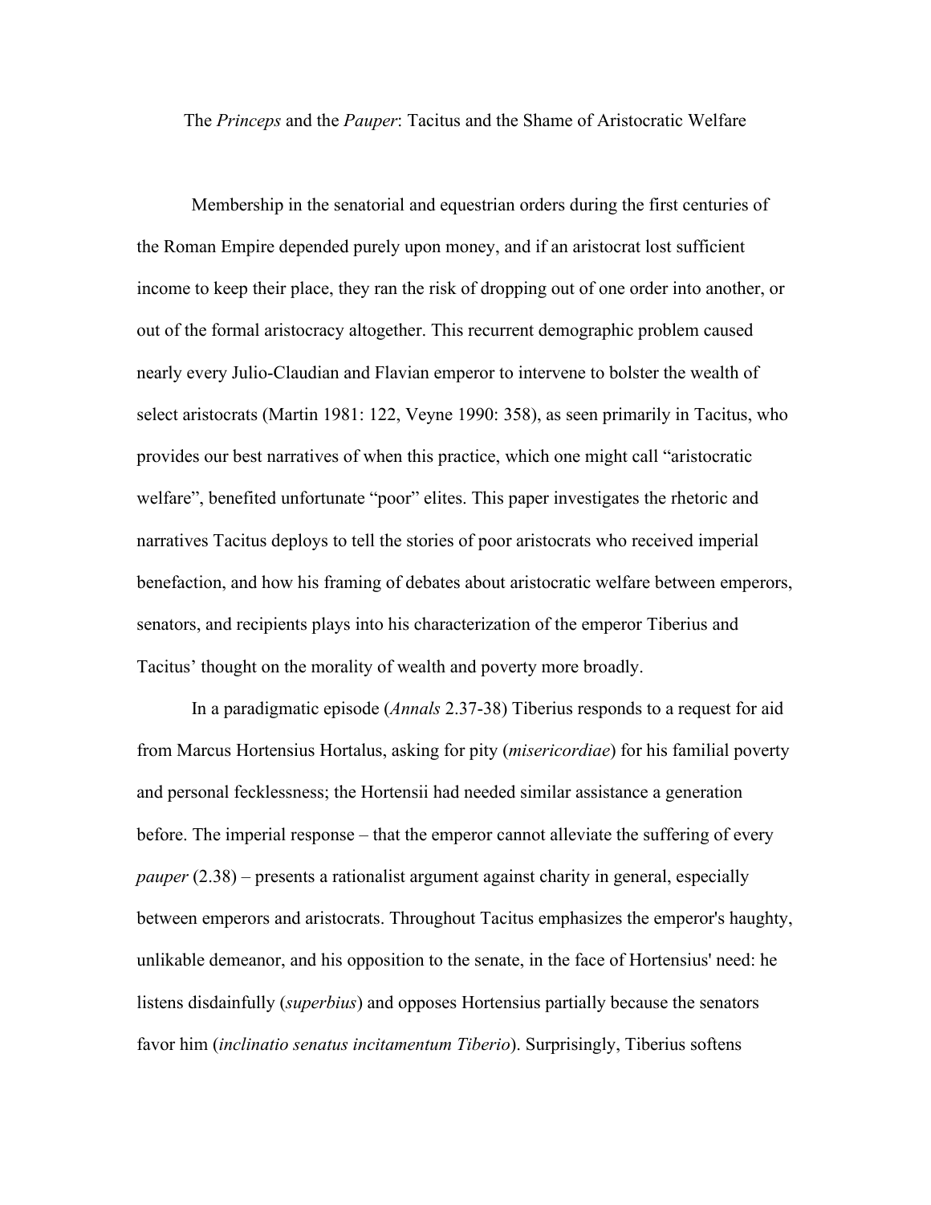The *Princeps* and the *Pauper*: Tacitus and the Shame of Aristocratic Welfare

Membership in the senatorial and equestrian orders during the first centuries of the Roman Empire depended purely upon money, and if an aristocrat lost sufficient income to keep their place, they ran the risk of dropping out of one order into another, or out of the formal aristocracy altogether. This recurrent demographic problem caused nearly every Julio-Claudian and Flavian emperor to intervene to bolster the wealth of select aristocrats (Martin 1981: 122, Veyne 1990: 358), as seen primarily in Tacitus, who provides our best narratives of when this practice, which one might call "aristocratic welfare", benefited unfortunate "poor" elites. This paper investigates the rhetoric and narratives Tacitus deploys to tell the stories of poor aristocrats who received imperial benefaction, and how his framing of debates about aristocratic welfare between emperors, senators, and recipients plays into his characterization of the emperor Tiberius and Tacitus' thought on the morality of wealth and poverty more broadly.

In a paradigmatic episode (*Annals* 2.37-38) Tiberius responds to a request for aid from Marcus Hortensius Hortalus, asking for pity (*misericordiae*) for his familial poverty and personal fecklessness; the Hortensii had needed similar assistance a generation before. The imperial response – that the emperor cannot alleviate the suffering of every *pauper* (2.38) – presents a rationalist argument against charity in general, especially between emperors and aristocrats. Throughout Tacitus emphasizes the emperor's haughty, unlikable demeanor, and his opposition to the senate, in the face of Hortensius' need: he listens disdainfully (*superbius*) and opposes Hortensius partially because the senators favor him (*inclinatio senatus incitamentum Tiberio*). Surprisingly, Tiberius softens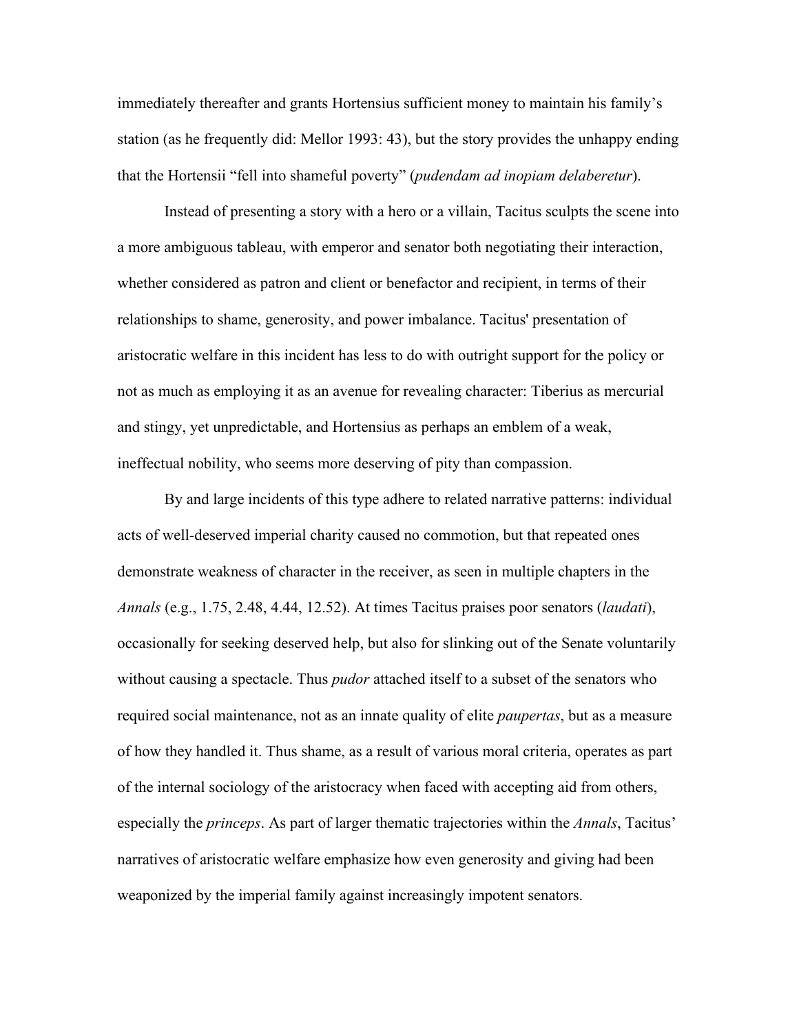immediately thereafter and grants Hortensius sufficient money to maintain his family's station (as he frequently did: Mellor 1993: 43), but the story provides the unhappy ending that the Hortensii "fell into shameful poverty" (*pudendam ad inopiam delaberetur*).

Instead of presenting a story with a hero or a villain, Tacitus sculpts the scene into a more ambiguous tableau, with emperor and senator both negotiating their interaction, whether considered as patron and client or benefactor and recipient, in terms of their relationships to shame, generosity, and power imbalance. Tacitus' presentation of aristocratic welfare in this incident has less to do with outright support for the policy or not as much as employing it as an avenue for revealing character: Tiberius as mercurial and stingy, yet unpredictable, and Hortensius as perhaps an emblem of a weak, ineffectual nobility, who seems more deserving of pity than compassion.

By and large incidents of this type adhere to related narrative patterns: individual acts of well-deserved imperial charity caused no commotion, but that repeated ones demonstrate weakness of character in the receiver, as seen in multiple chapters in the *Annals* (e.g., 1.75, 2.48, 4.44, 12.52). At times Tacitus praises poor senators (*laudati*), occasionally for seeking deserved help, but also for slinking out of the Senate voluntarily without causing a spectacle. Thus *pudor* attached itself to a subset of the senators who required social maintenance, not as an innate quality of elite *paupertas*, but as a measure of how they handled it. Thus shame, as a result of various moral criteria, operates as part of the internal sociology of the aristocracy when faced with accepting aid from others, especially the *princeps*. As part of larger thematic trajectories within the *Annals*, Tacitus' narratives of aristocratic welfare emphasize how even generosity and giving had been weaponized by the imperial family against increasingly impotent senators.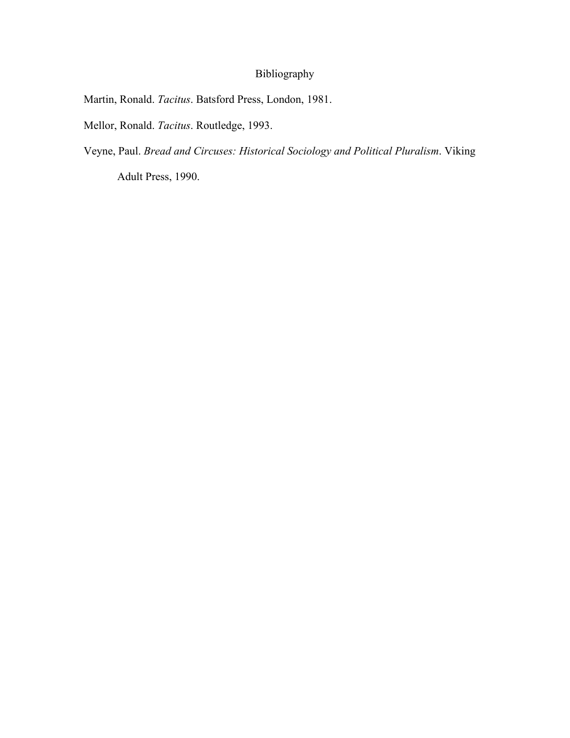# Bibliography

Martin, Ronald. *Tacitus*. Batsford Press, London, 1981.

Mellor, Ronald. *Tacitus*. Routledge, 1993.

Veyne, Paul. *Bread and Circuses: Historical Sociology and Political Pluralism*. Viking Adult Press, 1990.